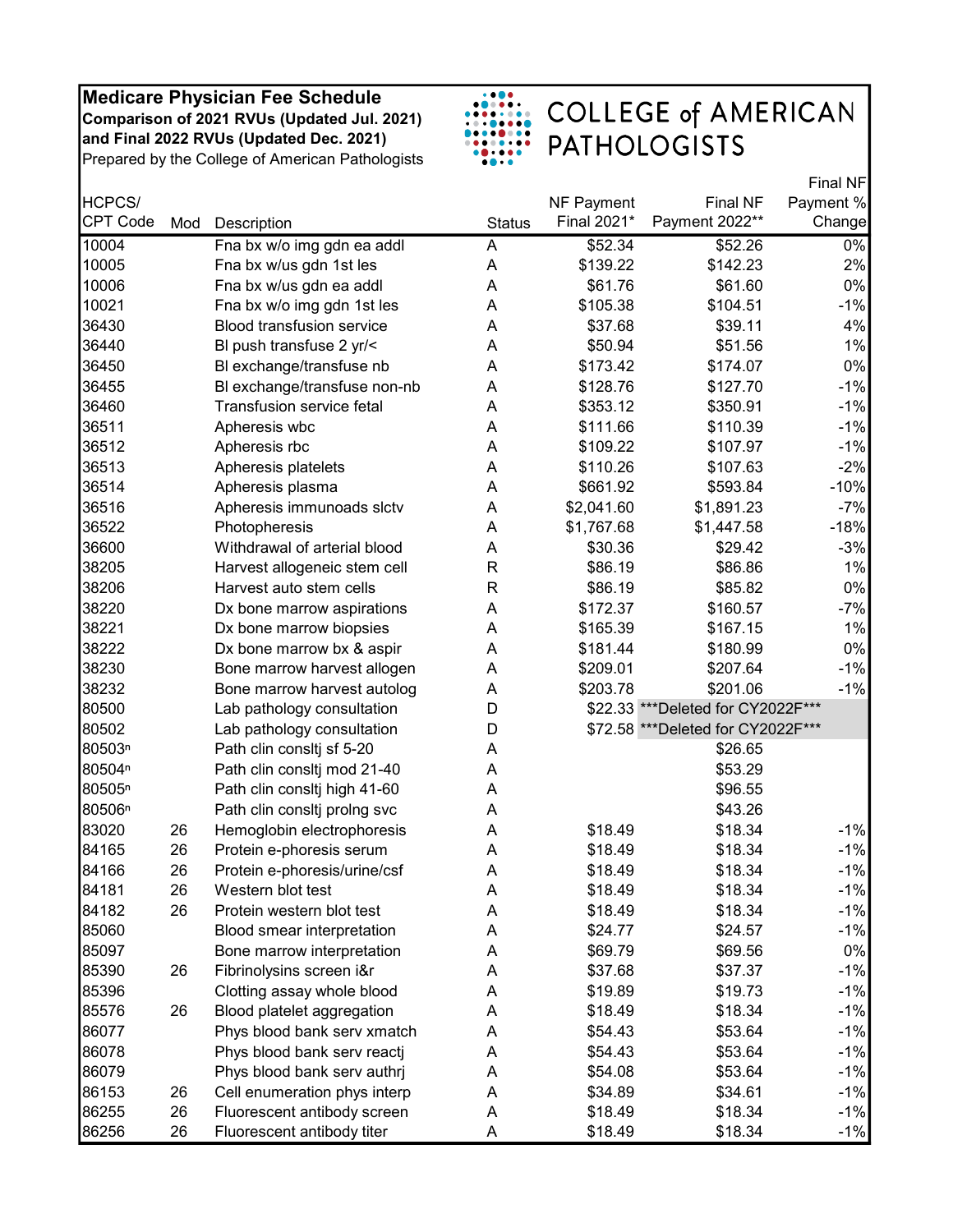**Medicare Physician Fee Schedule**
**Comparison of 2021 RVUs (Updated Jul. 2021)**
**and Final 2022 RVUs (Updated Dec. 2021)**
Prepared by the College of American Pathologists

COLLEGE of AMERICAN PATHOLOGISTS

| HCPCS/ CPT Code | Mod | Description | Status | NF Payment Final 2021* | Final NF Payment 2022** | Final NF Payment % Change |
|---|---|---|---|---|---|---|
| 10004 | | Fna bx w/o img gdn ea addl | A | $52.34 | $52.26 | 0% |
| 10005 | | Fna bx w/us gdn 1st les | A | $139.22 | $142.23 | 2% |
| 10006 | | Fna bx w/us gdn ea addl | A | $61.76 | $61.60 | 0% |
| 10021 | | Fna bx w/o img gdn 1st les | A | $105.38 | $104.51 | -1% |
| 36430 | | Blood transfusion service | A | $37.68 | $39.11 | 4% |
| 36440 | | Bl push transfuse 2 yr/< | A | $50.94 | $51.56 | 1% |
| 36450 | | Bl exchange/transfuse nb | A | $173.42 | $174.07 | 0% |
| 36455 | | Bl exchange/transfuse non-nb | A | $128.76 | $127.70 | -1% |
| 36460 | | Transfusion service fetal | A | $353.12 | $350.91 | -1% |
| 36511 | | Apheresis wbc | A | $111.66 | $110.39 | -1% |
| 36512 | | Apheresis rbc | A | $109.22 | $107.97 | -1% |
| 36513 | | Apheresis platelets | A | $110.26 | $107.63 | -2% |
| 36514 | | Apheresis plasma | A | $661.92 | $593.84 | -10% |
| 36516 | | Apheresis immunoads slctv | A | $2,041.60 | $1,891.23 | -7% |
| 36522 | | Photopheresis | A | $1,767.68 | $1,447.58 | -18% |
| 36600 | | Withdrawal of arterial blood | A | $30.36 | $29.42 | -3% |
| 38205 | | Harvest allogeneic stem cell | R | $86.19 | $86.86 | 1% |
| 38206 | | Harvest auto stem cells | R | $86.19 | $85.82 | 0% |
| 38220 | | Dx bone marrow aspirations | A | $172.37 | $160.57 | -7% |
| 38221 | | Dx bone marrow biopsies | A | $165.39 | $167.15 | 1% |
| 38222 | | Dx bone marrow bx & aspir | A | $181.44 | $180.99 | 0% |
| 38230 | | Bone marrow harvest allogen | A | $209.01 | $207.64 | -1% |
| 38232 | | Bone marrow harvest autolog | A | $203.78 | $201.06 | -1% |
| 80500 | | Lab pathology consultation | D | $22.33 | ***Deleted for CY2022F*** | |
| 80502 | | Lab pathology consultation | D | $72.58 | ***Deleted for CY2022F*** | |
| 80503[n] | | Path clin consltj sf 5-20 | A | | $26.65 | |
| 80504[n] | | Path clin consltj mod 21-40 | A | | $53.29 | |
| 80505[n] | | Path clin consltj high 41-60 | A | | $96.55 | |
| 80506[n] | | Path clin consltj prolng svc | A | | $43.26 | |
| 83020 | 26 | Hemoglobin electrophoresis | A | $18.49 | $18.34 | -1% |
| 84165 | 26 | Protein e-phoresis serum | A | $18.49 | $18.34 | -1% |
| 84166 | 26 | Protein e-phoresis/urine/csf | A | $18.49 | $18.34 | -1% |
| 84181 | 26 | Western blot test | A | $18.49 | $18.34 | -1% |
| 84182 | 26 | Protein western blot test | A | $18.49 | $18.34 | -1% |
| 85060 | | Blood smear interpretation | A | $24.77 | $24.57 | -1% |
| 85097 | | Bone marrow interpretation | A | $69.79 | $69.56 | 0% |
| 85390 | 26 | Fibrinolysins screen i&r | A | $37.68 | $37.37 | -1% |
| 85396 | | Clotting assay whole blood | A | $19.89 | $19.73 | -1% |
| 85576 | 26 | Blood platelet aggregation | A | $18.49 | $18.34 | -1% |
| 86077 | | Phys blood bank serv xmatch | A | $54.43 | $53.64 | -1% |
| 86078 | | Phys blood bank serv reactj | A | $54.43 | $53.64 | -1% |
| 86079 | | Phys blood bank serv authrj | A | $54.08 | $53.64 | -1% |
| 86153 | 26 | Cell enumeration phys interp | A | $34.89 | $34.61 | -1% |
| 86255 | 26 | Fluorescent antibody screen | A | $18.49 | $18.34 | -1% |
| 86256 | 26 | Fluorescent antibody titer | A | $18.49 | $18.34 | -1% |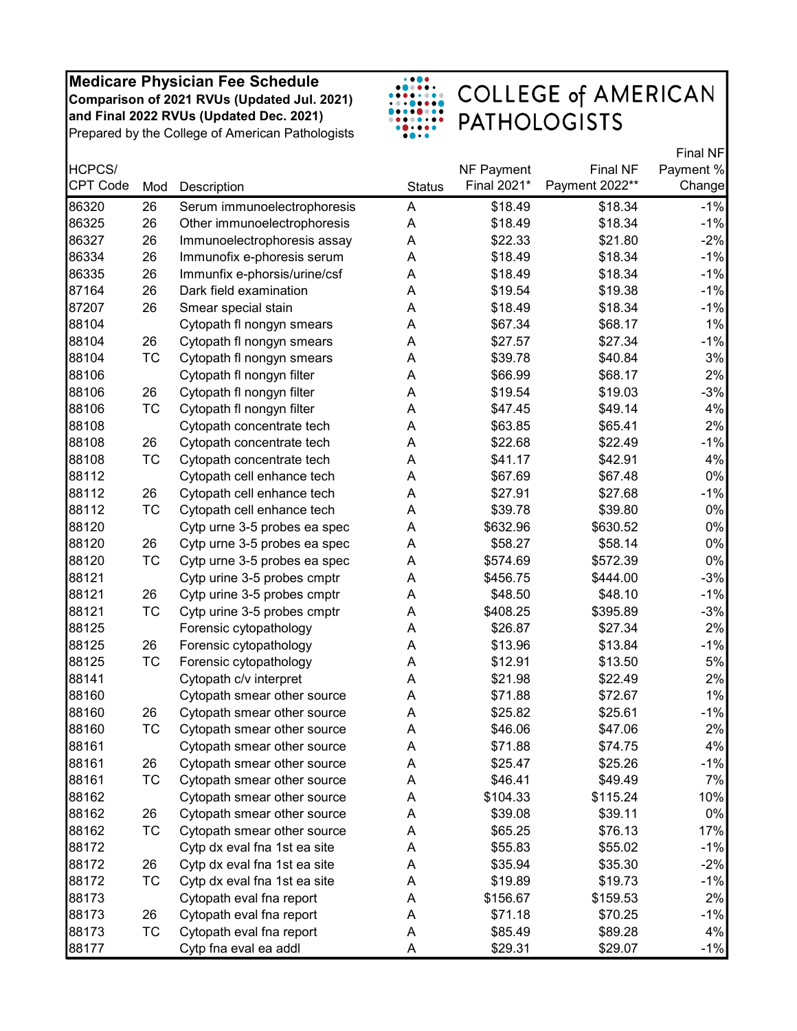**Medicare Physician Fee Schedule**
**Comparison of 2021 RVUs (Updated Jul. 2021) and Final 2022 RVUs (Updated Dec. 2021)**
Prepared by the College of American Pathologists

COLLEGE of AMERICAN PATHOLOGISTS

| HCPCS/ CPT Code | Mod | Description | Status | NF Payment Final 2021* | Final NF Payment 2022** | Final NF Payment % Change |
|---|---|---|---|---|---|---|
| 86320 | 26 | Serum immunoelectrophoresis | A | $18.49 | $18.34 | -1% |
| 86325 | 26 | Other immunoelectrophoresis | A | $18.49 | $18.34 | -1% |
| 86327 | 26 | Immunoelectrophoresis assay | A | $22.33 | $21.80 | -2% |
| 86334 | 26 | Immunofix e-phoresis serum | A | $18.49 | $18.34 | -1% |
| 86335 | 26 | Immunfix e-phorsis/urine/csf | A | $18.49 | $18.34 | -1% |
| 87164 | 26 | Dark field examination | A | $19.54 | $19.38 | -1% |
| 87207 | 26 | Smear special stain | A | $18.49 | $18.34 | -1% |
| 88104 | | Cytopath fl nongyn smears | A | $67.34 | $68.17 | 1% |
| 88104 | 26 | Cytopath fl nongyn smears | A | $27.57 | $27.34 | -1% |
| 88104 | TC | Cytopath fl nongyn smears | A | $39.78 | $40.84 | 3% |
| 88106 | | Cytopath fl nongyn filter | A | $66.99 | $68.17 | 2% |
| 88106 | 26 | Cytopath fl nongyn filter | A | $19.54 | $19.03 | -3% |
| 88106 | TC | Cytopath fl nongyn filter | A | $47.45 | $49.14 | 4% |
| 88108 | | Cytopath concentrate tech | A | $63.85 | $65.41 | 2% |
| 88108 | 26 | Cytopath concentrate tech | A | $22.68 | $22.49 | -1% |
| 88108 | TC | Cytopath concentrate tech | A | $41.17 | $42.91 | 4% |
| 88112 | | Cytopath cell enhance tech | A | $67.69 | $67.48 | 0% |
| 88112 | 26 | Cytopath cell enhance tech | A | $27.91 | $27.68 | -1% |
| 88112 | TC | Cytopath cell enhance tech | A | $39.78 | $39.80 | 0% |
| 88120 | | Cytp urne 3-5 probes ea spec | A | $632.96 | $630.52 | 0% |
| 88120 | 26 | Cytp urne 3-5 probes ea spec | A | $58.27 | $58.14 | 0% |
| 88120 | TC | Cytp urne 3-5 probes ea spec | A | $574.69 | $572.39 | 0% |
| 88121 | | Cytp urine 3-5 probes cmptr | A | $456.75 | $444.00 | -3% |
| 88121 | 26 | Cytp urine 3-5 probes cmptr | A | $48.50 | $48.10 | -1% |
| 88121 | TC | Cytp urine 3-5 probes cmptr | A | $408.25 | $395.89 | -3% |
| 88125 | | Forensic cytopathology | A | $26.87 | $27.34 | 2% |
| 88125 | 26 | Forensic cytopathology | A | $13.96 | $13.84 | -1% |
| 88125 | TC | Forensic cytopathology | A | $12.91 | $13.50 | 5% |
| 88141 | | Cytopath c/v interpret | A | $21.98 | $22.49 | 2% |
| 88160 | | Cytopath smear other source | A | $71.88 | $72.67 | 1% |
| 88160 | 26 | Cytopath smear other source | A | $25.82 | $25.61 | -1% |
| 88160 | TC | Cytopath smear other source | A | $46.06 | $47.06 | 2% |
| 88161 | | Cytopath smear other source | A | $71.88 | $74.75 | 4% |
| 88161 | 26 | Cytopath smear other source | A | $25.47 | $25.26 | -1% |
| 88161 | TC | Cytopath smear other source | A | $46.41 | $49.49 | 7% |
| 88162 | | Cytopath smear other source | A | $104.33 | $115.24 | 10% |
| 88162 | 26 | Cytopath smear other source | A | $39.08 | $39.11 | 0% |
| 88162 | TC | Cytopath smear other source | A | $65.25 | $76.13 | 17% |
| 88172 | | Cytp dx eval fna 1st ea site | A | $55.83 | $55.02 | -1% |
| 88172 | 26 | Cytp dx eval fna 1st ea site | A | $35.94 | $35.30 | -2% |
| 88172 | TC | Cytp dx eval fna 1st ea site | A | $19.89 | $19.73 | -1% |
| 88173 | | Cytopath eval fna report | A | $156.67 | $159.53 | 2% |
| 88173 | 26 | Cytopath eval fna report | A | $71.18 | $70.25 | -1% |
| 88173 | TC | Cytopath eval fna report | A | $85.49 | $89.28 | 4% |
| 88177 | | Cytp fna eval ea addl | A | $29.31 | $29.07 | -1% |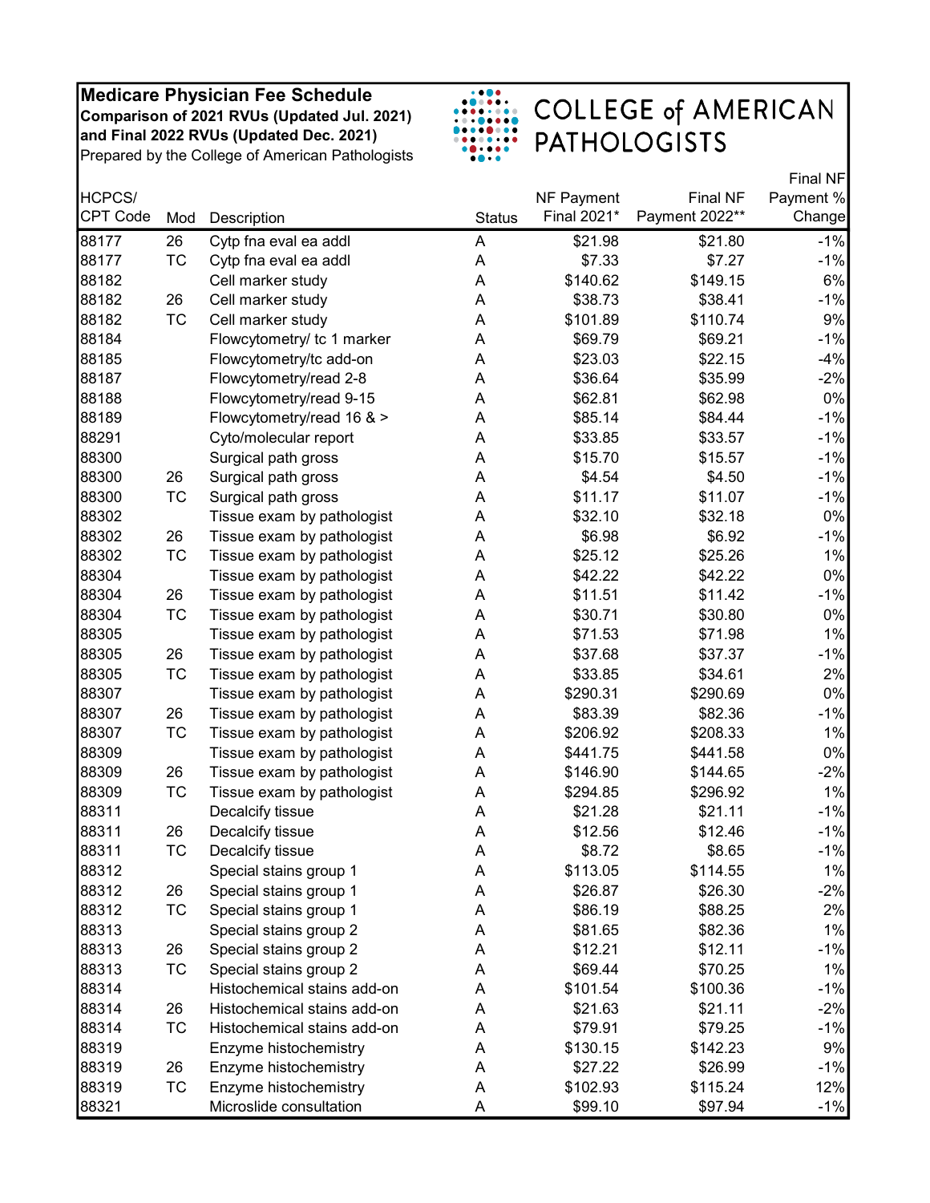**Medicare Physician Fee Schedule**
**Comparison of 2021 RVUs (Updated Jul. 2021) and Final 2022 RVUs (Updated Dec. 2021)**
Prepared by the College of American Pathologists

COLLEGE of AMERICAN PATHOLOGISTS

| HCPCS/ CPT Code | Mod | Description | Status | NF Payment Final 2021* | Final NF Payment 2022** | Final NF Payment % Change |
|---|---|---|---|---|---|---|
| 88177 | 26 | Cytp fna eval ea addl | A | $21.98 | $21.80 | -1% |
| 88177 | TC | Cytp fna eval ea addl | A | $7.33 | $7.27 | -1% |
| 88182 | | Cell marker study | A | $140.62 | $149.15 | 6% |
| 88182 | 26 | Cell marker study | A | $38.73 | $38.41 | -1% |
| 88182 | TC | Cell marker study | A | $101.89 | $110.74 | 9% |
| 88184 | | Flowcytometry/ tc 1 marker | A | $69.79 | $69.21 | -1% |
| 88185 | | Flowcytometry/tc add-on | A | $23.03 | $22.15 | -4% |
| 88187 | | Flowcytometry/read 2-8 | A | $36.64 | $35.99 | -2% |
| 88188 | | Flowcytometry/read 9-15 | A | $62.81 | $62.98 | 0% |
| 88189 | | Flowcytometry/read 16 & > | A | $85.14 | $84.44 | -1% |
| 88291 | | Cyto/molecular report | A | $33.85 | $33.57 | -1% |
| 88300 | | Surgical path gross | A | $15.70 | $15.57 | -1% |
| 88300 | 26 | Surgical path gross | A | $4.54 | $4.50 | -1% |
| 88300 | TC | Surgical path gross | A | $11.17 | $11.07 | -1% |
| 88302 | | Tissue exam by pathologist | A | $32.10 | $32.18 | 0% |
| 88302 | 26 | Tissue exam by pathologist | A | $6.98 | $6.92 | -1% |
| 88302 | TC | Tissue exam by pathologist | A | $25.12 | $25.26 | 1% |
| 88304 | | Tissue exam by pathologist | A | $42.22 | $42.22 | 0% |
| 88304 | 26 | Tissue exam by pathologist | A | $11.51 | $11.42 | -1% |
| 88304 | TC | Tissue exam by pathologist | A | $30.71 | $30.80 | 0% |
| 88305 | | Tissue exam by pathologist | A | $71.53 | $71.98 | 1% |
| 88305 | 26 | Tissue exam by pathologist | A | $37.68 | $37.37 | -1% |
| 88305 | TC | Tissue exam by pathologist | A | $33.85 | $34.61 | 2% |
| 88307 | | Tissue exam by pathologist | A | $290.31 | $290.69 | 0% |
| 88307 | 26 | Tissue exam by pathologist | A | $83.39 | $82.36 | -1% |
| 88307 | TC | Tissue exam by pathologist | A | $206.92 | $208.33 | 1% |
| 88309 | | Tissue exam by pathologist | A | $441.75 | $441.58 | 0% |
| 88309 | 26 | Tissue exam by pathologist | A | $146.90 | $144.65 | -2% |
| 88309 | TC | Tissue exam by pathologist | A | $294.85 | $296.92 | 1% |
| 88311 | | Decalcify tissue | A | $21.28 | $21.11 | -1% |
| 88311 | 26 | Decalcify tissue | A | $12.56 | $12.46 | -1% |
| 88311 | TC | Decalcify tissue | A | $8.72 | $8.65 | -1% |
| 88312 | | Special stains group 1 | A | $113.05 | $114.55 | 1% |
| 88312 | 26 | Special stains group 1 | A | $26.87 | $26.30 | -2% |
| 88312 | TC | Special stains group 1 | A | $86.19 | $88.25 | 2% |
| 88313 | | Special stains group 2 | A | $81.65 | $82.36 | 1% |
| 88313 | 26 | Special stains group 2 | A | $12.21 | $12.11 | -1% |
| 88313 | TC | Special stains group 2 | A | $69.44 | $70.25 | 1% |
| 88314 | | Histochemical stains add-on | A | $101.54 | $100.36 | -1% |
| 88314 | 26 | Histochemical stains add-on | A | $21.63 | $21.11 | -2% |
| 88314 | TC | Histochemical stains add-on | A | $79.91 | $79.25 | -1% |
| 88319 | | Enzyme histochemistry | A | $130.15 | $142.23 | 9% |
| 88319 | 26 | Enzyme histochemistry | A | $27.22 | $26.99 | -1% |
| 88319 | TC | Enzyme histochemistry | A | $102.93 | $115.24 | 12% |
| 88321 | | Microslide consultation | A | $99.10 | $97.94 | -1% |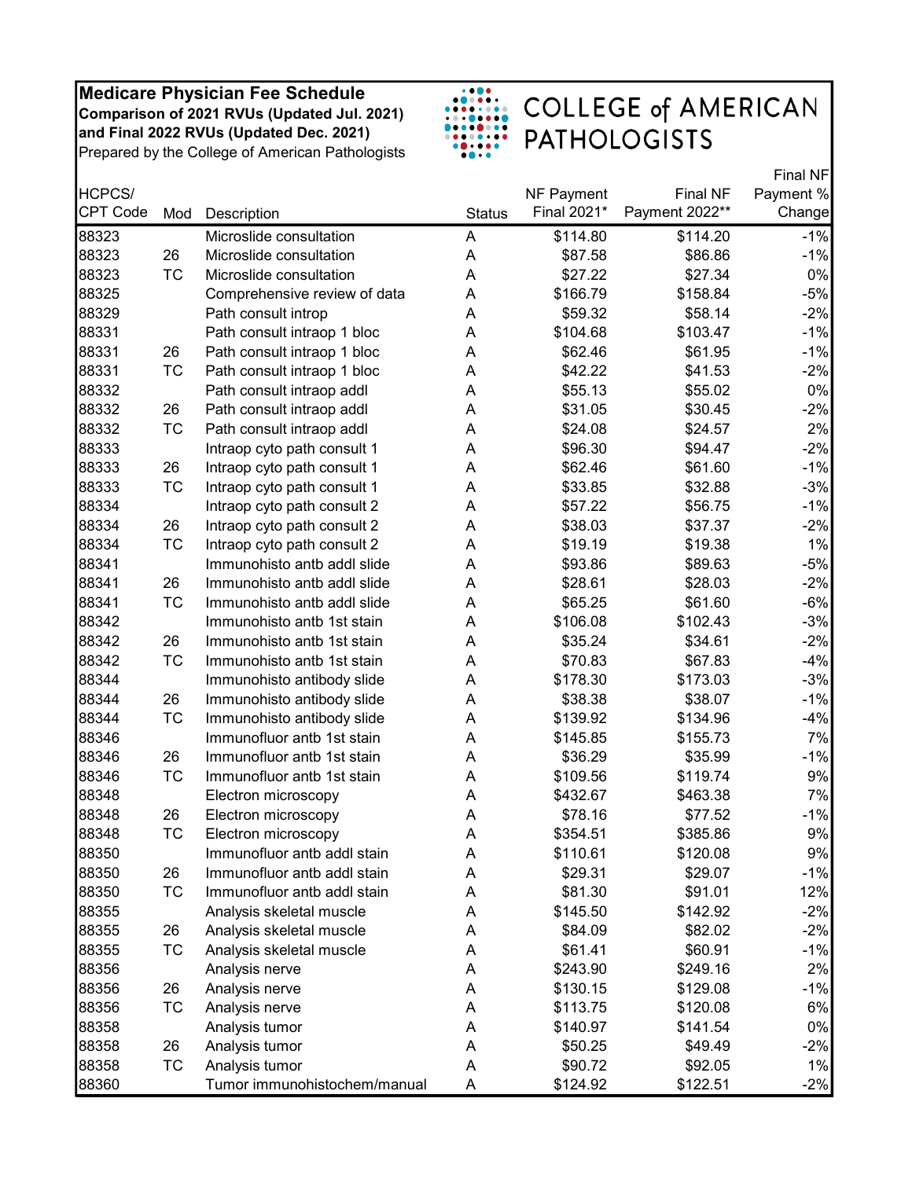**Medicare Physician Fee Schedule**
**Comparison of 2021 RVUs (Updated Jul. 2021)**
**and Final 2022 RVUs (Updated Dec. 2021)**
Prepared by the College of American Pathologists

COLLEGE of AMERICAN PATHOLOGISTS

| HCPCS/ CPT Code | Mod | Description | Status | NF Payment Final 2021* | Final NF Payment 2022** | Final NF Payment % Change |
|---|---|---|---|---|---|---|
| 88323 | | Microslide consultation | A | $114.80 | $114.20 | -1% |
| 88323 | 26 | Microslide consultation | A | $87.58 | $86.86 | -1% |
| 88323 | TC | Microslide consultation | A | $27.22 | $27.34 | 0% |
| 88325 | | Comprehensive review of data | A | $166.79 | $158.84 | -5% |
| 88329 | | Path consult introp | A | $59.32 | $58.14 | -2% |
| 88331 | | Path consult intraop 1 bloc | A | $104.68 | $103.47 | -1% |
| 88331 | 26 | Path consult intraop 1 bloc | A | $62.46 | $61.95 | -1% |
| 88331 | TC | Path consult intraop 1 bloc | A | $42.22 | $41.53 | -2% |
| 88332 | | Path consult intraop addl | A | $55.13 | $55.02 | 0% |
| 88332 | 26 | Path consult intraop addl | A | $31.05 | $30.45 | -2% |
| 88332 | TC | Path consult intraop addl | A | $24.08 | $24.57 | 2% |
| 88333 | | Intraop cyto path consult 1 | A | $96.30 | $94.47 | -2% |
| 88333 | 26 | Intraop cyto path consult 1 | A | $62.46 | $61.60 | -1% |
| 88333 | TC | Intraop cyto path consult 1 | A | $33.85 | $32.88 | -3% |
| 88334 | | Intraop cyto path consult 2 | A | $57.22 | $56.75 | -1% |
| 88334 | 26 | Intraop cyto path consult 2 | A | $38.03 | $37.37 | -2% |
| 88334 | TC | Intraop cyto path consult 2 | A | $19.19 | $19.38 | 1% |
| 88341 | | Immunohisto antb addl slide | A | $93.86 | $89.63 | -5% |
| 88341 | 26 | Immunohisto antb addl slide | A | $28.61 | $28.03 | -2% |
| 88341 | TC | Immunohisto antb addl slide | A | $65.25 | $61.60 | -6% |
| 88342 | | Immunohisto antb 1st stain | A | $106.08 | $102.43 | -3% |
| 88342 | 26 | Immunohisto antb 1st stain | A | $35.24 | $34.61 | -2% |
| 88342 | TC | Immunohisto antb 1st stain | A | $70.83 | $67.83 | -4% |
| 88344 | | Immunohisto antibody slide | A | $178.30 | $173.03 | -3% |
| 88344 | 26 | Immunohisto antibody slide | A | $38.38 | $38.07 | -1% |
| 88344 | TC | Immunohisto antibody slide | A | $139.92 | $134.96 | -4% |
| 88346 | | Immunofluor antb 1st stain | A | $145.85 | $155.73 | 7% |
| 88346 | 26 | Immunofluor antb 1st stain | A | $36.29 | $35.99 | -1% |
| 88346 | TC | Immunofluor antb 1st stain | A | $109.56 | $119.74 | 9% |
| 88348 | | Electron microscopy | A | $432.67 | $463.38 | 7% |
| 88348 | 26 | Electron microscopy | A | $78.16 | $77.52 | -1% |
| 88348 | TC | Electron microscopy | A | $354.51 | $385.86 | 9% |
| 88350 | | Immunofluor antb addl stain | A | $110.61 | $120.08 | 9% |
| 88350 | 26 | Immunofluor antb addl stain | A | $29.31 | $29.07 | -1% |
| 88350 | TC | Immunofluor antb addl stain | A | $81.30 | $91.01 | 12% |
| 88355 | | Analysis skeletal muscle | A | $145.50 | $142.92 | -2% |
| 88355 | 26 | Analysis skeletal muscle | A | $84.09 | $82.02 | -2% |
| 88355 | TC | Analysis skeletal muscle | A | $61.41 | $60.91 | -1% |
| 88356 | | Analysis nerve | A | $243.90 | $249.16 | 2% |
| 88356 | 26 | Analysis nerve | A | $130.15 | $129.08 | -1% |
| 88356 | TC | Analysis nerve | A | $113.75 | $120.08 | 6% |
| 88358 | | Analysis tumor | A | $140.97 | $141.54 | 0% |
| 88358 | 26 | Analysis tumor | A | $50.25 | $49.49 | -2% |
| 88358 | TC | Analysis tumor | A | $90.72 | $92.05 | 1% |
| 88360 | | Tumor immunohistochem/manual | A | $124.92 | $122.51 | -2% |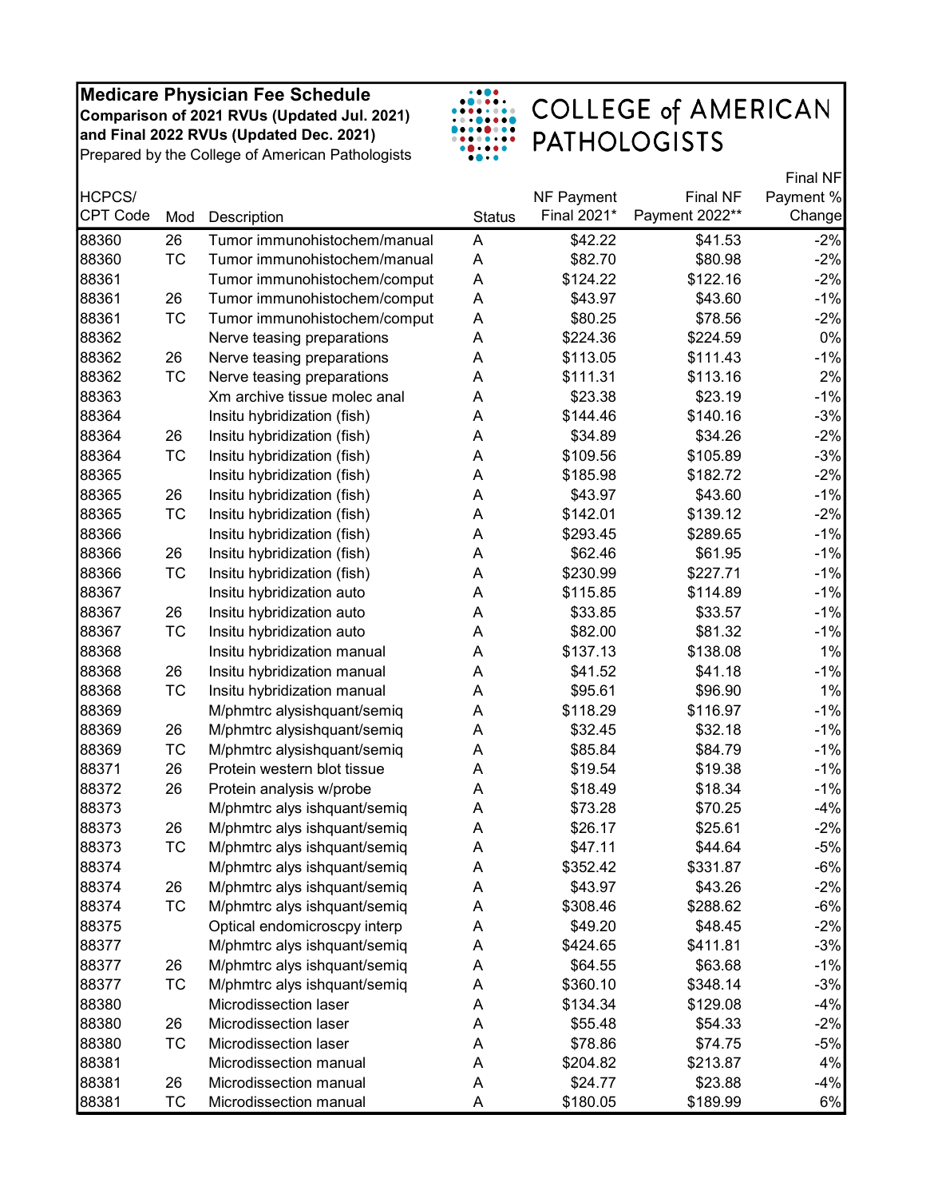**Medicare Physician Fee Schedule**
**Comparison of 2021 RVUs (Updated Jul. 2021)**
**and Final 2022 RVUs (Updated Dec. 2021)**
Prepared by the College of American Pathologists

COLLEGE of AMERICAN PATHOLOGISTS

| HCPCS/ CPT Code | Mod | Description | Status | NF Payment Final 2021* | Final NF Payment 2022** | Final NF Payment % Change |
|---|---|---|---|---|---|---|
| 88360 | 26 | Tumor immunohistochem/manual | A | $42.22 | $41.53 | -2% |
| 88360 | TC | Tumor immunohistochem/manual | A | $82.70 | $80.98 | -2% |
| 88361 | | Tumor immunohistochem/comput | A | $124.22 | $122.16 | -2% |
| 88361 | 26 | Tumor immunohistochem/comput | A | $43.97 | $43.60 | -1% |
| 88361 | TC | Tumor immunohistochem/comput | A | $80.25 | $78.56 | -2% |
| 88362 | | Nerve teasing preparations | A | $224.36 | $224.59 | 0% |
| 88362 | 26 | Nerve teasing preparations | A | $113.05 | $111.43 | -1% |
| 88362 | TC | Nerve teasing preparations | A | $111.31 | $113.16 | 2% |
| 88363 | | Xm archive tissue molec anal | A | $23.38 | $23.19 | -1% |
| 88364 | | Insitu hybridization (fish) | A | $144.46 | $140.16 | -3% |
| 88364 | 26 | Insitu hybridization (fish) | A | $34.89 | $34.26 | -2% |
| 88364 | TC | Insitu hybridization (fish) | A | $109.56 | $105.89 | -3% |
| 88365 | | Insitu hybridization (fish) | A | $185.98 | $182.72 | -2% |
| 88365 | 26 | Insitu hybridization (fish) | A | $43.97 | $43.60 | -1% |
| 88365 | TC | Insitu hybridization (fish) | A | $142.01 | $139.12 | -2% |
| 88366 | | Insitu hybridization (fish) | A | $293.45 | $289.65 | -1% |
| 88366 | 26 | Insitu hybridization (fish) | A | $62.46 | $61.95 | -1% |
| 88366 | TC | Insitu hybridization (fish) | A | $230.99 | $227.71 | -1% |
| 88367 | | Insitu hybridization auto | A | $115.85 | $114.89 | -1% |
| 88367 | 26 | Insitu hybridization auto | A | $33.85 | $33.57 | -1% |
| 88367 | TC | Insitu hybridization auto | A | $82.00 | $81.32 | -1% |
| 88368 | | Insitu hybridization manual | A | $137.13 | $138.08 | 1% |
| 88368 | 26 | Insitu hybridization manual | A | $41.52 | $41.18 | -1% |
| 88368 | TC | Insitu hybridization manual | A | $95.61 | $96.90 | 1% |
| 88369 | | M/phmtrc alysishquant/semiq | A | $118.29 | $116.97 | -1% |
| 88369 | 26 | M/phmtrc alysishquant/semiq | A | $32.45 | $32.18 | -1% |
| 88369 | TC | M/phmtrc alysishquant/semiq | A | $85.84 | $84.79 | -1% |
| 88371 | 26 | Protein western blot tissue | A | $19.54 | $19.38 | -1% |
| 88372 | 26 | Protein analysis w/probe | A | $18.49 | $18.34 | -1% |
| 88373 | | M/phmtrc alys ishquant/semiq | A | $73.28 | $70.25 | -4% |
| 88373 | 26 | M/phmtrc alys ishquant/semiq | A | $26.17 | $25.61 | -2% |
| 88373 | TC | M/phmtrc alys ishquant/semiq | A | $47.11 | $44.64 | -5% |
| 88374 | | M/phmtrc alys ishquant/semiq | A | $352.42 | $331.87 | -6% |
| 88374 | 26 | M/phmtrc alys ishquant/semiq | A | $43.97 | $43.26 | -2% |
| 88374 | TC | M/phmtrc alys ishquant/semiq | A | $308.46 | $288.62 | -6% |
| 88375 | | Optical endomicroscpy interp | A | $49.20 | $48.45 | -2% |
| 88377 | | M/phmtrc alys ishquant/semiq | A | $424.65 | $411.81 | -3% |
| 88377 | 26 | M/phmtrc alys ishquant/semiq | A | $64.55 | $63.68 | -1% |
| 88377 | TC | M/phmtrc alys ishquant/semiq | A | $360.10 | $348.14 | -3% |
| 88380 | | Microdissection laser | A | $134.34 | $129.08 | -4% |
| 88380 | 26 | Microdissection laser | A | $55.48 | $54.33 | -2% |
| 88380 | TC | Microdissection laser | A | $78.86 | $74.75 | -5% |
| 88381 | | Microdissection manual | A | $204.82 | $213.87 | 4% |
| 88381 | 26 | Microdissection manual | A | $24.77 | $23.88 | -4% |
| 88381 | TC | Microdissection manual | A | $180.05 | $189.99 | 6% |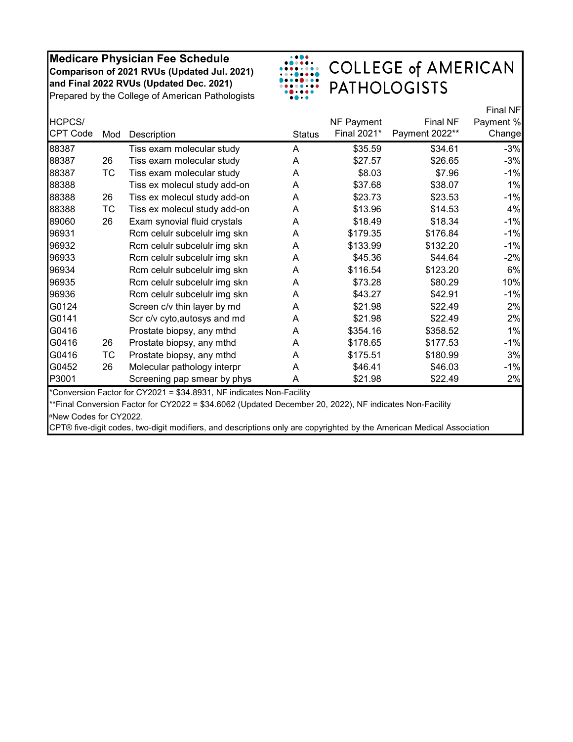**Medicare Physician Fee Schedule**
**Comparison of 2021 RVUs (Updated Jul. 2021)**
**and Final 2022 RVUs (Updated Dec. 2021)**
Prepared by the College of American Pathologists

COLLEGE of AMERICAN PATHOLOGISTS

| HCPCS/ CPT Code | Mod | Description | Status | NF Payment Final 2021* | Final NF Payment 2022** | Final NF Payment % Change |
|---|---|---|---|---|---|---|
| 88387 | | Tiss exam molecular study | A | $35.59 | $34.61 | -3% |
| 88387 | 26 | Tiss exam molecular study | A | $27.57 | $26.65 | -3% |
| 88387 | TC | Tiss exam molecular study | A | $8.03 | $7.96 | -1% |
| 88388 | | Tiss ex molecul study add-on | A | $37.68 | $38.07 | 1% |
| 88388 | 26 | Tiss ex molecul study add-on | A | $23.73 | $23.53 | -1% |
| 88388 | TC | Tiss ex molecul study add-on | A | $13.96 | $14.53 | 4% |
| 89060 | 26 | Exam synovial fluid crystals | A | $18.49 | $18.34 | -1% |
| 96931 | | Rcm celulr subcelulr img skn | A | $179.35 | $176.84 | -1% |
| 96932 | | Rcm celulr subcelulr img skn | A | $133.99 | $132.20 | -1% |
| 96933 | | Rcm celulr subcelulr img skn | A | $45.36 | $44.64 | -2% |
| 96934 | | Rcm celulr subcelulr img skn | A | $116.54 | $123.20 | 6% |
| 96935 | | Rcm celulr subcelulr img skn | A | $73.28 | $80.29 | 10% |
| 96936 | | Rcm celulr subcelulr img skn | A | $43.27 | $42.91 | -1% |
| G0124 | | Screen c/v thin layer by md | A | $21.98 | $22.49 | 2% |
| G0141 | | Scr c/v cyto,autosys and md | A | $21.98 | $22.49 | 2% |
| G0416 | | Prostate biopsy, any mthd | A | $354.16 | $358.52 | 1% |
| G0416 | 26 | Prostate biopsy, any mthd | A | $178.65 | $177.53 | -1% |
| G0416 | TC | Prostate biopsy, any mthd | A | $175.51 | $180.99 | 3% |
| G0452 | 26 | Molecular pathology interpr | A | $46.41 | $46.03 | -1% |
| P3001 | | Screening pap smear by phys | A | $21.98 | $22.49 | 2% |

*Conversion Factor for CY2021 = $34.8931, NF indicates Non-Facility

**Final Conversion Factor for CY2022 = $34.6062 (Updated December 20, 2022), NF indicates Non-Facility

[n]New Codes for CY2022.

CPT® five-digit codes, two-digit modifiers, and descriptions only are copyrighted by the American Medical Association